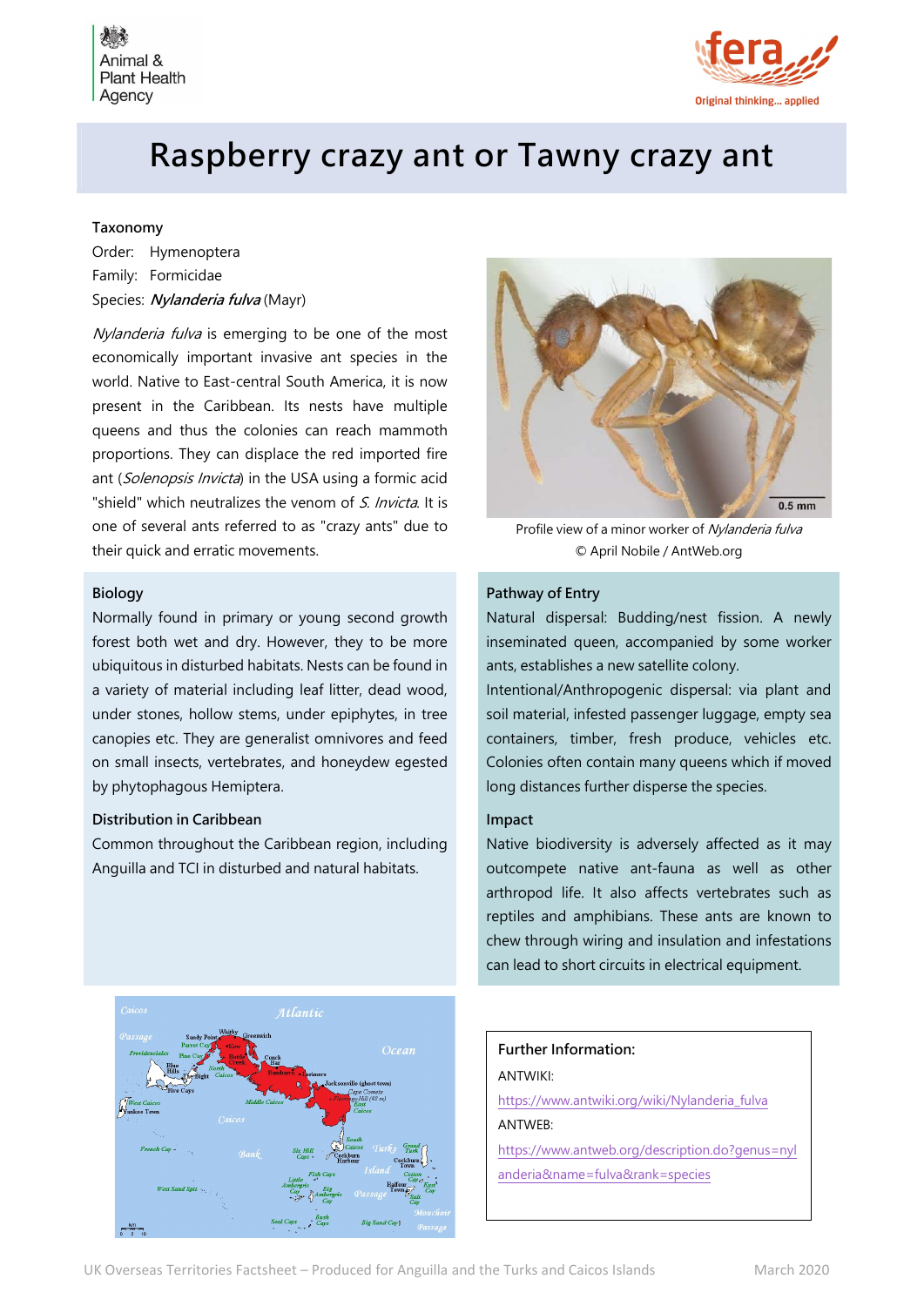Animal & Plant Health Agency

fera — Original thinking... applied

# Raspberry crazy ant or Tawny crazy ant

### Taxonomy

Order: Hymenoptera

Family: Formicidae

Species: ***Nylanderia fulva*** (Mayr)

*Nylanderia fulva* is emerging to be one of the most economically important invasive ant species in the world. Native to East-central South America, it is now present in the Caribbean. Its nests have multiple queens and thus the colonies can reach mammoth proportions. They can displace the red imported fire ant (*Solenopsis Invicta*) in the USA using a formic acid "shield" which neutralizes the venom of *S. Invicta*. It is one of several ants referred to as "crazy ants" due to their quick and erratic movements.

Profile view of a minor worker of *Nylanderia fulva* © April Nobile / AntWeb.org

### Biology

Normally found in primary or young second growth forest both wet and dry. However, they to be more ubiquitous in disturbed habitats. Nests can be found in a variety of material including leaf litter, dead wood, under stones, hollow stems, under epiphytes, in tree canopies etc. They are generalist omnivores and feed on small insects, vertebrates, and honeydew egested by phytophagous Hemiptera.

### Distribution in Caribbean

Common throughout the Caribbean region, including Anguilla and TCI in disturbed and natural habitats.

### Pathway of Entry

Natural dispersal: Budding/nest fission. A newly inseminated queen, accompanied by some worker ants, establishes a new satellite colony.

Intentional/Anthropogenic dispersal: via plant and soil material, infested passenger luggage, empty sea containers, timber, fresh produce, vehicles etc. Colonies often contain many queens which if moved long distances further disperse the species.

### Impact

Native biodiversity is adversely affected as it may outcompete native ant-fauna as well as other arthropod life. It also affects vertebrates such as reptiles and amphibians. These ants are known to chew through wiring and insulation and infestations can lead to short circuits in electrical equipment.

### Further Information:

ANTWIKI:

https://www.antwiki.org/wiki/Nylanderia_fulva

ANTWEB:

https://www.antweb.org/description.do?genus=nylanderia&name=fulva&rank=species

UK Overseas Territories Factsheet – Produced for Anguilla and the Turks and Caicos Islands — March 2020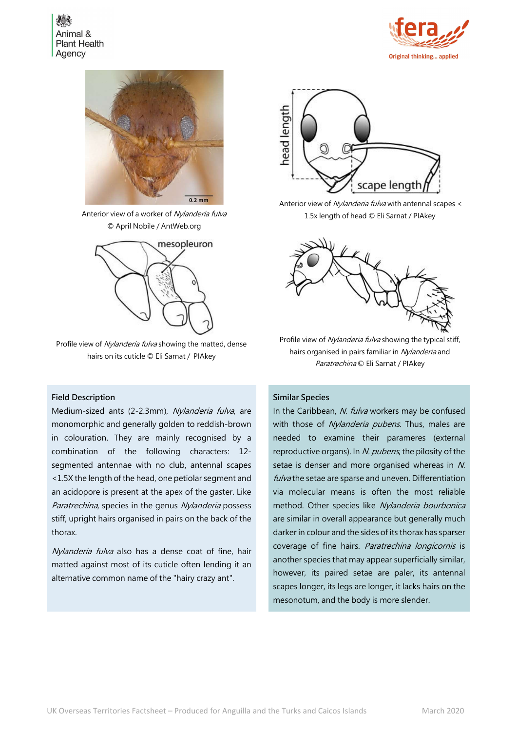Anterior view of a worker of *Nylanderia fulva* © April Nobile / AntWeb.org

head length

scape length

Anterior view of *Nylanderia fulva* with antennal scapes < 1.5x length of head © Eli Sarnat / PIAkey

mesopleuron

Profile view of *Nylanderia fulva* showing the matted, dense hairs on its cuticle © Eli Sarnat / PIAkey

Profile view of *Nylanderia fulva* showing the typical stiff, hairs organised in pairs familiar in *Nylanderia* and *Paratrechina* © Eli Sarnat / PIAkey

### Field Description

Medium-sized ants (2-2.3mm), *Nylanderia fulva*, are monomorphic and generally golden to reddish-brown in colouration. They are mainly recognised by a combination of the following characters: 12-segmented antennae with no club, antennal scapes <1.5X the length of the head, one petiolar segment and an acidopore is present at the apex of the gaster. Like *Paratrechina*, species in the genus *Nylanderia* possess stiff, upright hairs organised in pairs on the back of the thorax.

*Nylanderia fulva* also has a dense coat of fine, hair matted against most of its cuticle often lending it an alternative common name of the "hairy crazy ant".

### Similar Species

In the Caribbean, *N. fulva* workers may be confused with those of *Nylanderia pubens*. Thus, males are needed to examine their parameres (external reproductive organs). In *N. pubens*, the pilosity of the setae is denser and more organised whereas in *N. fulva* the setae are sparse and uneven. Differentiation via molecular means is often the most reliable method. Other species like *Nylanderia bourbonica* are similar in overall appearance but generally much darker in colour and the sides of its thorax has sparser coverage of fine hairs. *Paratrechina longicornis* is another species that may appear superficially similar, however, its paired setae are paler, its antennal scapes longer, its legs are longer, it lacks hairs on the mesonotum, and the body is more slender.